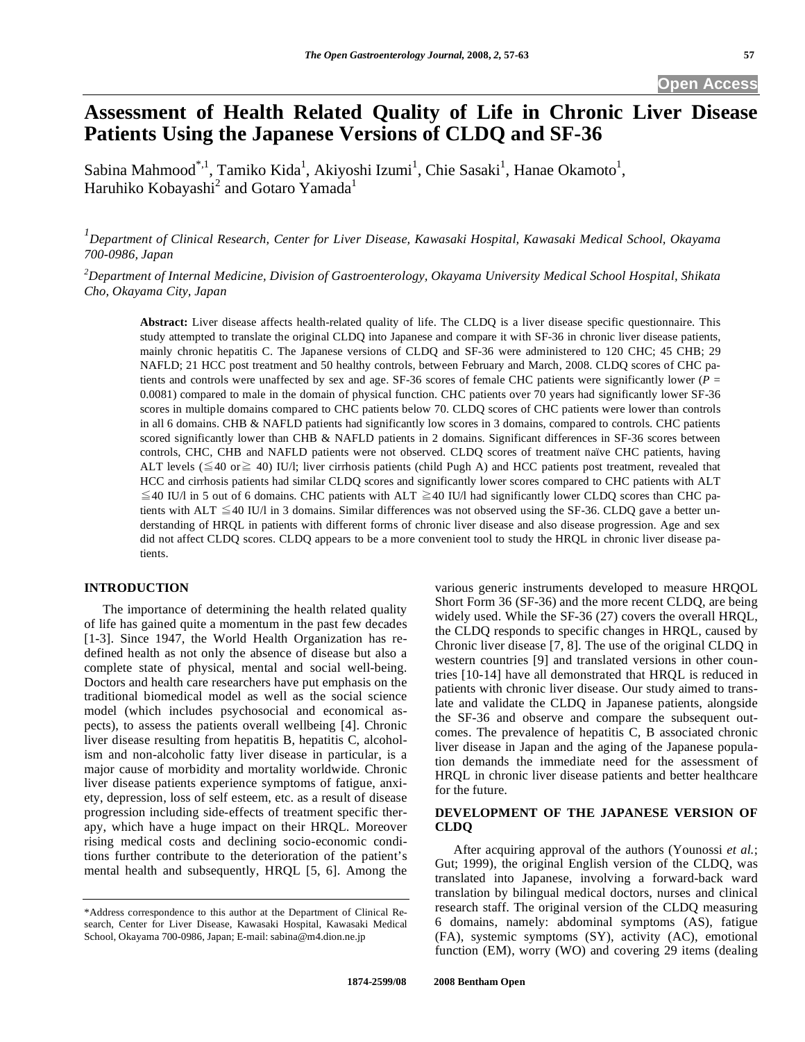# Assessment of Health Related Quality of Life in Chronic Liver Disease Patients Using the Japanese Versions of CLDQ and SF-36

Sabina Mahmood*[,1], Tamiko Kida[1], Akiyoshi Izumi[1], Chie Sasaki[1], Hanae Okamoto[1], Haruhiko Kobayashi[2] and Gotaro Yamada[1]

[1]*Department of Clinical Research, Center for Liver Disease, Kawasaki Hospital, Kawasaki Medical School, Okayama 700-0986, Japan*

[2]*Department of Internal Medicine, Division of Gastroenterology, Okayama University Medical School Hospital, Shikata Cho, Okayama City, Japan*

**Abstract:** Liver disease affects health-related quality of life. The CLDQ is a liver disease specific questionnaire. This study attempted to translate the original CLDQ into Japanese and compare it with SF-36 in chronic liver disease patients, mainly chronic hepatitis C. The Japanese versions of CLDQ and SF-36 were administered to 120 CHC; 45 CHB; 29 NAFLD; 21 HCC post treatment and 50 healthy controls, between February and March, 2008. CLDQ scores of CHC patients and controls were unaffected by sex and age. SF-36 scores of female CHC patients were significantly lower ($P$ = 0.0081) compared to male in the domain of physical function. CHC patients over 70 years had significantly lower SF-36 scores in multiple domains compared to CHC patients below 70. CLDQ scores of CHC patients were lower than controls in all 6 domains. CHB & NAFLD patients had significantly low scores in 3 domains, compared to controls. CHC patients scored significantly lower than CHB & NAFLD patients in 2 domains. Significant differences in SF-36 scores between controls, CHC, CHB and NAFLD patients were not observed. CLDQ scores of treatment naïve CHC patients, having ALT levels (≦40 or≧ 40) IU/l; liver cirrhosis patients (child Pugh A) and HCC patients post treatment, revealed that HCC and cirrhosis patients had similar CLDQ scores and significantly lower scores compared to CHC patients with ALT ≦40 IU/l in 5 out of 6 domains. CHC patients with ALT ≧40 IU/l had significantly lower CLDQ scores than CHC patients with ALT ≦40 IU/l in 3 domains. Similar differences was not observed using the SF-36. CLDQ gave a better understanding of HRQL in patients with different forms of chronic liver disease and also disease progression. Age and sex did not affect CLDQ scores. CLDQ appears to be a more convenient tool to study the HRQL in chronic liver disease patients.

## INTRODUCTION

The importance of determining the health related quality of life has gained quite a momentum in the past few decades [1-3]. Since 1947, the World Health Organization has redefined health as not only the absence of disease but also a complete state of physical, mental and social well-being. Doctors and health care researchers have put emphasis on the traditional biomedical model as well as the social science model (which includes psychosocial and economical aspects), to assess the patients overall wellbeing [4]. Chronic liver disease resulting from hepatitis B, hepatitis C, alcoholism and non-alcoholic fatty liver disease in particular, is a major cause of morbidity and mortality worldwide. Chronic liver disease patients experience symptoms of fatigue, anxiety, depression, loss of self esteem, etc. as a result of disease progression including side-effects of treatment specific therapy, which have a huge impact on their HRQL. Moreover rising medical costs and declining socio-economic conditions further contribute to the deterioration of the patient's mental health and subsequently, HRQL [5, 6]. Among the various generic instruments developed to measure HRQOL Short Form 36 (SF-36) and the more recent CLDQ, are being widely used. While the SF-36 (27) covers the overall HRQL, the CLDQ responds to specific changes in HRQL, caused by Chronic liver disease [7, 8]. The use of the original CLDQ in western countries [9] and translated versions in other countries [10-14] have all demonstrated that HRQL is reduced in patients with chronic liver disease. Our study aimed to translate and validate the CLDQ in Japanese patients, alongside the SF-36 and observe and compare the subsequent outcomes. The prevalence of hepatitis C, B associated chronic liver disease in Japan and the aging of the Japanese population demands the immediate need for the assessment of HRQL in chronic liver disease patients and better healthcare for the future.

## DEVELOPMENT OF THE JAPANESE VERSION OF CLDQ

After acquiring approval of the authors (Younossi *et al.*; Gut; 1999), the original English version of the CLDQ, was translated into Japanese, involving a forward-back ward translation by bilingual medical doctors, nurses and clinical research staff. The original version of the CLDQ measuring 6 domains, namely: abdominal symptoms (AS), fatigue (FA), systemic symptoms (SY), activity (AC), emotional function (EM), worry (WO) and covering 29 items (dealing

*Address correspondence to this author at the Department of Clinical Research, Center for Liver Disease, Kawasaki Hospital, Kawasaki Medical School, Okayama 700-0986, Japan; E-mail: sabina@m4.dion.ne.jp

1874-2599/08 2008 Bentham Open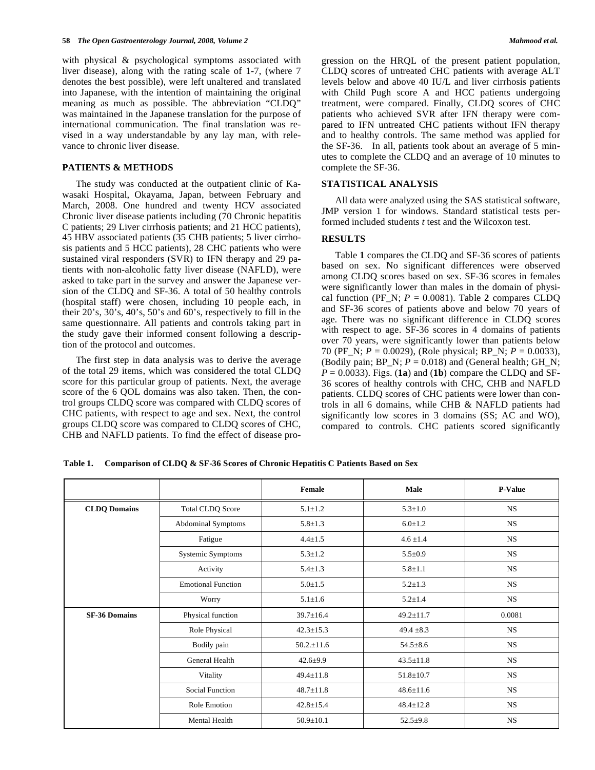with physical & psychological symptoms associated with liver disease), along with the rating scale of 1-7, (where 7 denotes the best possible), were left unaltered and translated into Japanese, with the intention of maintaining the original meaning as much as possible. The abbreviation "CLDQ" was maintained in the Japanese translation for the purpose of international communication. The final translation was revised in a way understandable by any lay man, with relevance to chronic liver disease.

## PATIENTS & METHODS

The study was conducted at the outpatient clinic of Kawasaki Hospital, Okayama, Japan, between February and March, 2008. One hundred and twenty HCV associated Chronic liver disease patients including (70 Chronic hepatitis C patients; 29 Liver cirrhosis patients; and 21 HCC patients), 45 HBV associated patients (35 CHB patients; 5 liver cirrhosis patients and 5 HCC patients), 28 CHC patients who were sustained viral responders (SVR) to IFN therapy and 29 patients with non-alcoholic fatty liver disease (NAFLD), were asked to take part in the survey and answer the Japanese version of the CLDQ and SF-36. A total of 50 healthy controls (hospital staff) were chosen, including 10 people each, in their 20's, 30's, 40's, 50's and 60's, respectively to fill in the same questionnaire. All patients and controls taking part in the study gave their informed consent following a description of the protocol and outcomes.

The first step in data analysis was to derive the average of the total 29 items, which was considered the total CLDQ score for this particular group of patients. Next, the average score of the 6 QOL domains was also taken. Then, the control groups CLDQ score was compared with CLDQ scores of CHC patients, with respect to age and sex. Next, the control groups CLDQ score was compared to CLDQ scores of CHC, CHB and NAFLD patients. To find the effect of disease progression on the HRQL of the present patient population, CLDQ scores of untreated CHC patients with average ALT levels below and above 40 IU/L and liver cirrhosis patients with Child Pugh score A and HCC patients undergoing treatment, were compared. Finally, CLDQ scores of CHC patients who achieved SVR after IFN therapy were compared to IFN untreated CHC patients without IFN therapy and to healthy controls. The same method was applied for the SF-36. In all, patients took about an average of 5 minutes to complete the CLDQ and an average of 10 minutes to complete the SF-36.

## STATISTICAL ANALYSIS

All data were analyzed using the SAS statistical software, JMP version 1 for windows. Standard statistical tests performed included students *t* test and the Wilcoxon test.

## RESULTS

Table **1** compares the CLDQ and SF-36 scores of patients based on sex. No significant differences were observed among CLDQ scores based on sex. SF-36 scores in females were significantly lower than males in the domain of physical function (PF_N; $P = 0.0081$). Table **2** compares CLDQ and SF-36 scores of patients above and below 70 years of age. There was no significant difference in CLDQ scores with respect to age. SF-36 scores in 4 domains of patients over 70 years, were significantly lower than patients below 70 (PF_N; $P = 0.0029$), (Role physical; RP_N; $P = 0.0033$), (Bodily pain; BP_N; $P = 0.018$) and (General health; GH_N; $P = 0.0033$). Figs. (**1a**) and (**1b**) compare the CLDQ and SF-36 scores of healthy controls with CHC, CHB and NAFLD patients. CLDQ scores of CHC patients were lower than controls in all 6 domains, while CHB & NAFLD patients had significantly low scores in 3 domains (SS; AC and WO), compared to controls. CHC patients scored significantly

**Table 1. Comparison of CLDQ & SF-36 Scores of Chronic Hepatitis C Patients Based on Sex**

| | | Female | Male | P-Value |
|---|---|---|---|---|
| **CLDQ Domains** | Total CLDQ Score | 5.1±1.2 | 5.3±1.0 | NS |
| | Abdominal Symptoms | 5.8±1.3 | 6.0±1.2 | NS |
| | Fatigue | 4.4±1.5 | 4.6 ±1.4 | NS |
| | Systemic Symptoms | 5.3±1.2 | 5.5±0.9 | NS |
| | Activity | 5.4±1.3 | 5.8±1.1 | NS |
| | Emotional Function | 5.0±1.5 | 5.2±1.3 | NS |
| | Worry | 5.1±1.6 | 5.2±1.4 | NS |
| **SF-36 Domains** | Physical function | 39.7±16.4 | 49.2±11.7 | 0.0081 |
| | Role Physical | 42.3±15.3 | 49.4 ±8.3 | NS |
| | Bodily pain | 50.2.±11.6 | 54.5±8.6 | NS |
| | General Health | 42.6±9.9 | 43.5±11.8 | NS |
| | Vitality | 49.4±11.8 | 51.8±10.7 | NS |
| | Social Function | 48.7±11.8 | 48.6±11.6 | NS |
| | Role Emotion | 42.8±15.4 | 48.4±12.8 | NS |
| | Mental Health | 50.9±10.1 | 52.5±9.8 | NS |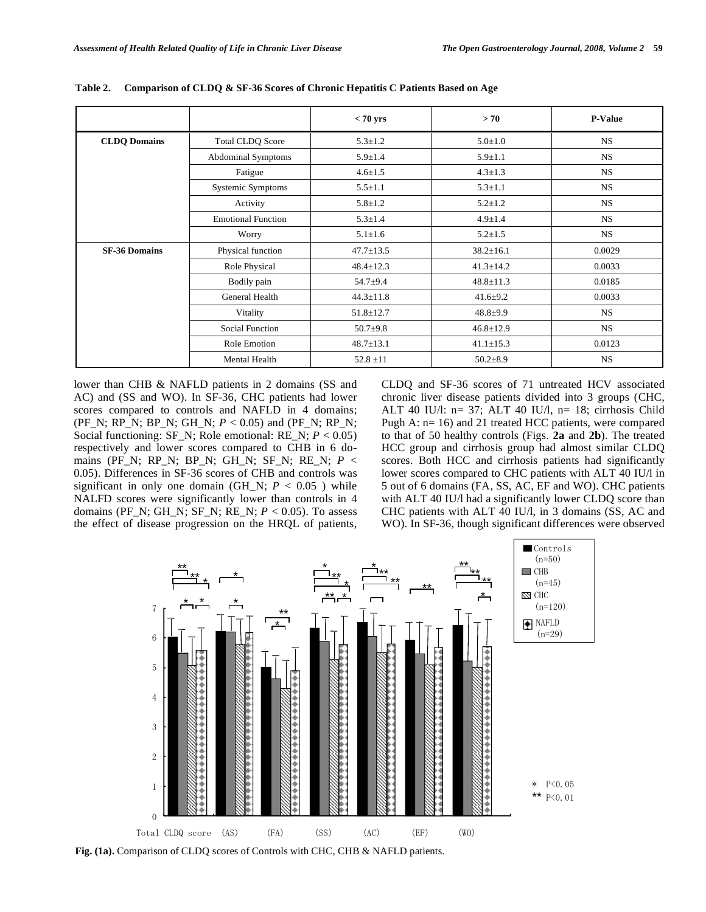**Table 2. Comparison of CLDQ & SF-36 Scores of Chronic Hepatitis C Patients Based on Age**

| | | < 70 yrs | > 70 | P-Value |
|---|---|---|---|---|
| **CLDQ Domains** | Total CLDQ Score | 5.3±1.2 | 5.0±1.0 | NS |
| | Abdominal Symptoms | 5.9±1.4 | 5.9±1.1 | NS |
| | Fatigue | 4.6±1.5 | 4.3±1.3 | NS |
| | Systemic Symptoms | 5.5±1.1 | 5.3±1.1 | NS |
| | Activity | 5.8±1.2 | 5.2±1.2 | NS |
| | Emotional Function | 5.3±1.4 | 4.9±1.4 | NS |
| | Worry | 5.1±1.6 | 5.2±1.5 | NS |
| **SF-36 Domains** | Physical function | 47.7±13.5 | 38.2±16.1 | 0.0029 |
| | Role Physical | 48.4±12.3 | 41.3±14.2 | 0.0033 |
| | Bodily pain | 54.7±9.4 | 48.8±11.3 | 0.0185 |
| | General Health | 44.3±11.8 | 41.6±9.2 | 0.0033 |
| | Vitality | 51.8±12.7 | 48.8±9.9 | NS |
| | Social Function | 50.7±9.8 | 46.8±12.9 | NS |
| | Role Emotion | 48.7±13.1 | 41.1±15.3 | 0.0123 |
| | Mental Health | 52.8 ±11 | 50.2±8.9 | NS |

lower than CHB & NAFLD patients in 2 domains (SS and AC) and (SS and WO). In SF-36, CHC patients had lower scores compared to controls and NAFLD in 4 domains; (PF_N; RP_N; BP_N; GH_N; $P < 0.05$) and (PF_N; RP_N; Social functioning: SF_N; Role emotional: RE_N; $P < 0.05$) respectively and lower scores compared to CHB in 6 domains (PF_N; RP_N; BP_N; GH_N; SF_N; RE_N; $P < 0.05$). Differences in SF-36 scores of CHB and controls was significant in only one domain (GH_N; $P < 0.05$ ) while NALFD scores were significantly lower than controls in 4 domains (PF_N; GH_N; SF_N; RE_N; $P < 0.05$). To assess the effect of disease progression on the HRQL of patients, CLDQ and SF-36 scores of 71 untreated HCV associated chronic liver disease patients divided into 3 groups (CHC, ALT 40 IU/l: n= 37; ALT 40 IU/l, n= 18; cirrhosis Child Pugh A: n= 16) and 21 treated HCC patients, were compared to that of 50 healthy controls (Figs. **2a** and **2b**). The treated HCC group and cirrhosis group had almost similar CLDQ scores. Both HCC and cirrhosis patients had significantly lower scores compared to CHC patients with ALT 40 IU/l in 5 out of 6 domains (FA, SS, AC, EF and WO). CHC patients with ALT 40 IU/l had a significantly lower CLDQ score than CHC patients with ALT 40 IU/l, in 3 domains (SS, AC and WO). In SF-36, though significant differences were observed

**Fig. (1a).** Comparison of CLDQ scores of Controls with CHC, CHB & NAFLD patients.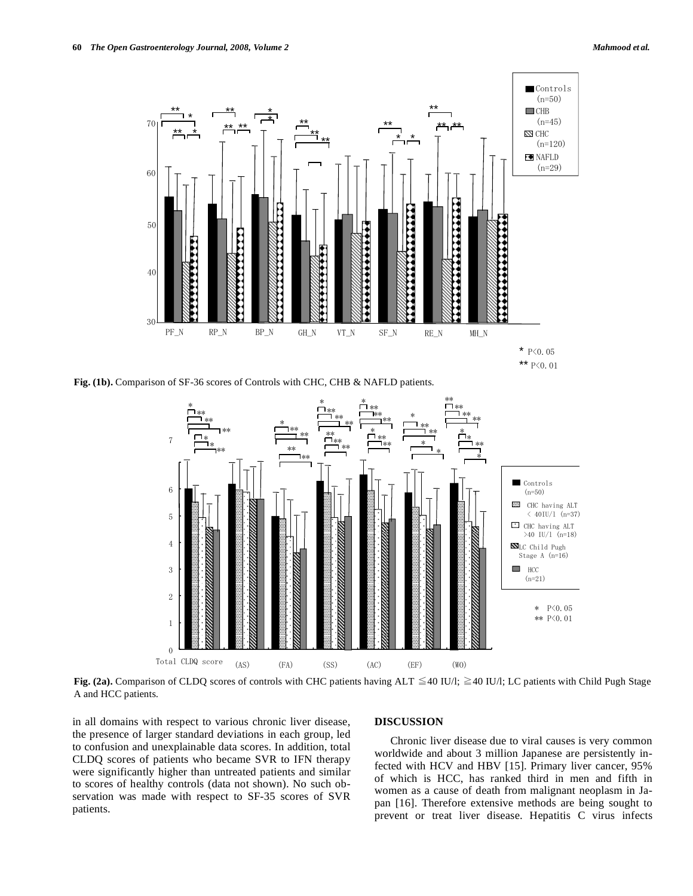**Fig. (1b).** Comparison of SF-36 scores of Controls with CHC, CHB & NAFLD patients.

**Fig. (2a).** Comparison of CLDQ scores of controls with CHC patients having ALT ≦40 IU/l; ≧40 IU/l; LC patients with Child Pugh Stage A and HCC patients.

in all domains with respect to various chronic liver disease, the presence of larger standard deviations in each group, led to confusion and unexplainable data scores. In addition, total CLDQ scores of patients who became SVR to IFN therapy were significantly higher than untreated patients and similar to scores of healthy controls (data not shown). No such observation was made with respect to SF-35 scores of SVR patients.

## DISCUSSION

Chronic liver disease due to viral causes is very common worldwide and about 3 million Japanese are persistently infected with HCV and HBV [15]. Primary liver cancer, 95% of which is HCC, has ranked third in men and fifth in women as a cause of death from malignant neoplasm in Japan [16]. Therefore extensive methods are being sought to prevent or treat liver disease. Hepatitis C virus infects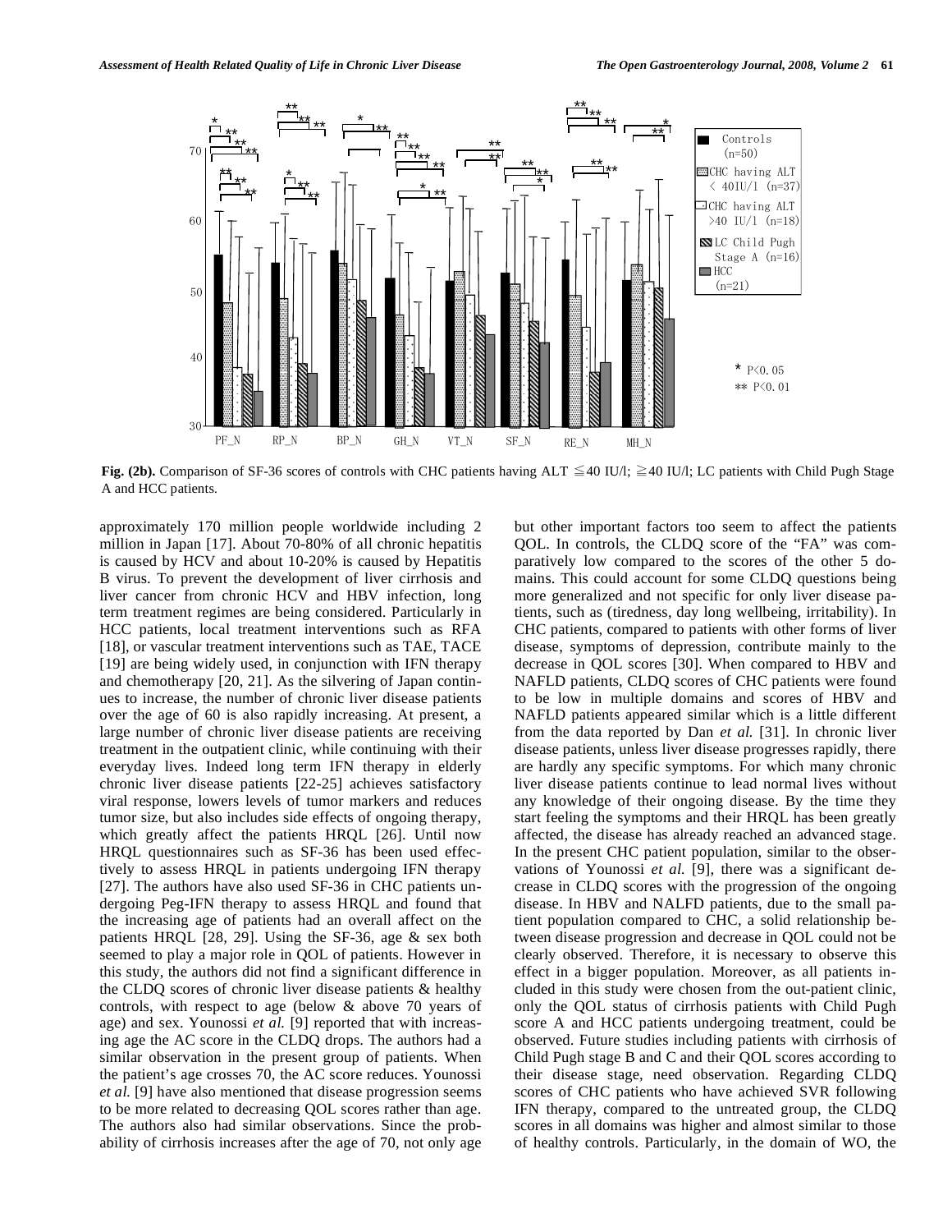**Fig. (2b).** Comparison of SF-36 scores of controls with CHC patients having ALT ≦40 IU/l; ≧40 IU/l; LC patients with Child Pugh Stage A and HCC patients.

approximately 170 million people worldwide including 2 million in Japan [17]. About 70-80% of all chronic hepatitis is caused by HCV and about 10-20% is caused by Hepatitis B virus. To prevent the development of liver cirrhosis and liver cancer from chronic HCV and HBV infection, long term treatment regimes are being considered. Particularly in HCC patients, local treatment interventions such as RFA [18], or vascular treatment interventions such as TAE, TACE [19] are being widely used, in conjunction with IFN therapy and chemotherapy [20, 21]. As the silvering of Japan continues to increase, the number of chronic liver disease patients over the age of 60 is also rapidly increasing. At present, a large number of chronic liver disease patients are receiving treatment in the outpatient clinic, while continuing with their everyday lives. Indeed long term IFN therapy in elderly chronic liver disease patients [22-25] achieves satisfactory viral response, lowers levels of tumor markers and reduces tumor size, but also includes side effects of ongoing therapy, which greatly affect the patients HRQL [26]. Until now HRQL questionnaires such as SF-36 has been used effectively to assess HRQL in patients undergoing IFN therapy [27]. The authors have also used SF-36 in CHC patients undergoing Peg-IFN therapy to assess HRQL and found that the increasing age of patients had an overall affect on the patients HRQL [28, 29]. Using the SF-36, age & sex both seemed to play a major role in QOL of patients. However in this study, the authors did not find a significant difference in the CLDQ scores of chronic liver disease patients & healthy controls, with respect to age (below & above 70 years of age) and sex. Younossi *et al.* [9] reported that with increasing age the AC score in the CLDQ drops. The authors had a similar observation in the present group of patients. When the patient's age crosses 70, the AC score reduces. Younossi *et al.* [9] have also mentioned that disease progression seems to be more related to decreasing QOL scores rather than age. The authors also had similar observations. Since the probability of cirrhosis increases after the age of 70, not only age but other important factors too seem to affect the patients QOL. In controls, the CLDQ score of the "FA" was comparatively low compared to the scores of the other 5 domains. This could account for some CLDQ questions being more generalized and not specific for only liver disease patients, such as (tiredness, day long wellbeing, irritability). In CHC patients, compared to patients with other forms of liver disease, symptoms of depression, contribute mainly to the decrease in QOL scores [30]. When compared to HBV and NAFLD patients, CLDQ scores of CHC patients were found to be low in multiple domains and scores of HBV and NAFLD patients appeared similar which is a little different from the data reported by Dan *et al.* [31]. In chronic liver disease patients, unless liver disease progresses rapidly, there are hardly any specific symptoms. For which many chronic liver disease patients continue to lead normal lives without any knowledge of their ongoing disease. By the time they start feeling the symptoms and their HRQL has been greatly affected, the disease has already reached an advanced stage. In the present CHC patient population, similar to the observations of Younossi *et al.* [9], there was a significant decrease in CLDQ scores with the progression of the ongoing disease. In HBV and NALFD patients, due to the small patient population compared to CHC, a solid relationship between disease progression and decrease in QOL could not be clearly observed. Therefore, it is necessary to observe this effect in a bigger population. Moreover, as all patients included in this study were chosen from the out-patient clinic, only the QOL status of cirrhosis patients with Child Pugh score A and HCC patients undergoing treatment, could be observed. Future studies including patients with cirrhosis of Child Pugh stage B and C and their QOL scores according to their disease stage, need observation. Regarding CLDQ scores of CHC patients who have achieved SVR following IFN therapy, compared to the untreated group, the CLDQ scores in all domains was higher and almost similar to those of healthy controls. Particularly, in the domain of WO, the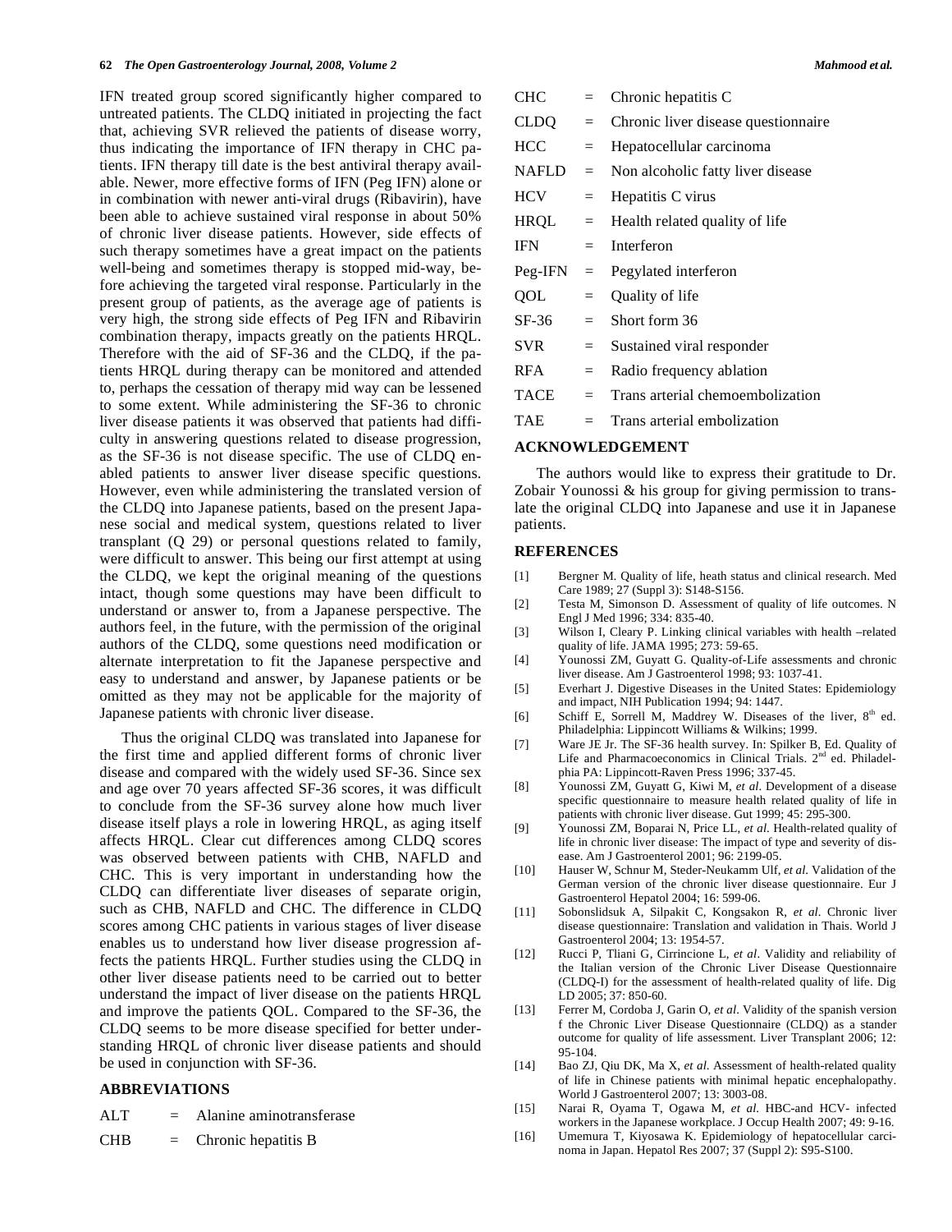IFN treated group scored significantly higher compared to untreated patients. The CLDQ initiated in projecting the fact that, achieving SVR relieved the patients of disease worry, thus indicating the importance of IFN therapy in CHC patients. IFN therapy till date is the best antiviral therapy available. Newer, more effective forms of IFN (Peg IFN) alone or in combination with newer anti-viral drugs (Ribavirin), have been able to achieve sustained viral response in about 50% of chronic liver disease patients. However, side effects of such therapy sometimes have a great impact on the patients well-being and sometimes therapy is stopped mid-way, before achieving the targeted viral response. Particularly in the present group of patients, as the average age of patients is very high, the strong side effects of Peg IFN and Ribavirin combination therapy, impacts greatly on the patients HRQL. Therefore with the aid of SF-36 and the CLDQ, if the patients HRQL during therapy can be monitored and attended to, perhaps the cessation of therapy mid way can be lessened to some extent. While administering the SF-36 to chronic liver disease patients it was observed that patients had difficulty in answering questions related to disease progression, as the SF-36 is not disease specific. The use of CLDQ enabled patients to answer liver disease specific questions. However, even while administering the translated version of the CLDQ into Japanese patients, based on the present Japanese social and medical system, questions related to liver transplant (Q 29) or personal questions related to family, were difficult to answer. This being our first attempt at using the CLDQ, we kept the original meaning of the questions intact, though some questions may have been difficult to understand or answer to, from a Japanese perspective. The authors feel, in the future, with the permission of the original authors of the CLDQ, some questions need modification or alternate interpretation to fit the Japanese perspective and easy to understand and answer, by Japanese patients or be omitted as they may not be applicable for the majority of Japanese patients with chronic liver disease.

Thus the original CLDQ was translated into Japanese for the first time and applied different forms of chronic liver disease and compared with the widely used SF-36. Since sex and age over 70 years affected SF-36 scores, it was difficult to conclude from the SF-36 survey alone how much liver disease itself plays a role in lowering HRQL, as aging itself affects HRQL. Clear cut differences among CLDQ scores was observed between patients with CHB, NAFLD and CHC. This is very important in understanding how the CLDQ can differentiate liver diseases of separate origin, such as CHB, NAFLD and CHC. The difference in CLDQ scores among CHC patients in various stages of liver disease enables us to understand how liver disease progression affects the patients HRQL. Further studies using the CLDQ in other liver disease patients need to be carried out to better understand the impact of liver disease on the patients HRQL and improve the patients QOL. Compared to the SF-36, the CLDQ seems to be more disease specified for better understanding HRQL of chronic liver disease patients and should be used in conjunction with SF-36.

## ABBREVIATIONS

ALT = Alanine aminotransferase

CHB = Chronic hepatitis B

CHC = Chronic hepatitis C

CLDQ = Chronic liver disease questionnaire

HCC = Hepatocellular carcinoma

NAFLD = Non alcoholic fatty liver disease

HCV = Hepatitis C virus

HRQL = Health related quality of life

IFN = Interferon

Peg-IFN = Pegylated interferon

QOL = Quality of life

SF-36 = Short form 36

SVR = Sustained viral responder

RFA = Radio frequency ablation

TACE = Trans arterial chemoembolization

TAE = Trans arterial embolization

## ACKNOWLEDGEMENT

The authors would like to express their gratitude to Dr. Zobair Younossi & his group for giving permission to translate the original CLDQ into Japanese and use it in Japanese patients.

## REFERENCES

[1] Bergner M. Quality of life, heath status and clinical research. Med Care 1989; 27 (Suppl 3): S148-S156.

[2] Testa M, Simonson D. Assessment of quality of life outcomes. N Engl J Med 1996; 334: 835-40.

[3] Wilson I, Cleary P. Linking clinical variables with health –related quality of life. JAMA 1995; 273: 59-65.

[4] Younossi ZM, Guyatt G. Quality-of-Life assessments and chronic liver disease. Am J Gastroenterol 1998; 93: 1037-41.

[5] Everhart J. Digestive Diseases in the United States: Epidemiology and impact, NIH Publication 1994; 94: 1447.

[6] Schiff E, Sorrell M, Maddrey W. Diseases of the liver, 8th ed. Philadelphia: Lippincott Williams & Wilkins; 1999.

[7] Ware JE Jr. The SF-36 health survey. In: Spilker B, Ed. Quality of Life and Pharmacoeconomics in Clinical Trials. 2nd ed. Philadelphia PA: Lippincott-Raven Press 1996; 337-45.

[8] Younossi ZM, Guyatt G, Kiwi M, *et al*. Development of a disease specific questionnaire to measure health related quality of life in patients with chronic liver disease. Gut 1999; 45: 295-300.

[9] Younossi ZM, Boparai N, Price LL, *et al*. Health-related quality of life in chronic liver disease: The impact of type and severity of disease. Am J Gastroenterol 2001; 96: 2199-05.

[10] Hauser W, Schnur M, Steder-Neukamm Ulf, *et al*. Validation of the German version of the chronic liver disease questionnaire. Eur J Gastroenterol Hepatol 2004; 16: 599-06.

[11] Sobonslidsuk A, Silpakit C, Kongsakon R, *et al*. Chronic liver disease questionnaire: Translation and validation in Thais. World J Gastroenterol 2004; 13: 1954-57.

[12] Rucci P, Tliani G, Cirrincione L, *et al*. Validity and reliability of the Italian version of the Chronic Liver Disease Questionnaire (CLDQ-I) for the assessment of health-related quality of life. Dig LD 2005; 37: 850-60.

[13] Ferrer M, Cordoba J, Garin O, *et al*. Validity of the spanish version f the Chronic Liver Disease Questionnaire (CLDQ) as a stander outcome for quality of life assessment. Liver Transplant 2006; 12: 95-104.

[14] Bao ZJ, Qiu DK, Ma X, *et al*. Assessment of health-related quality of life in Chinese patients with minimal hepatic encephalopathy. World J Gastroenterol 2007; 13: 3003-08.

[15] Narai R, Oyama T, Ogawa M, *et al*. HBC-and HCV- infected workers in the Japanese workplace. J Occup Health 2007; 49: 9-16.

[16] Umemura T, Kiyosawa K. Epidemiology of hepatocellular carcinoma in Japan. Hepatol Res 2007; 37 (Suppl 2): S95-S100.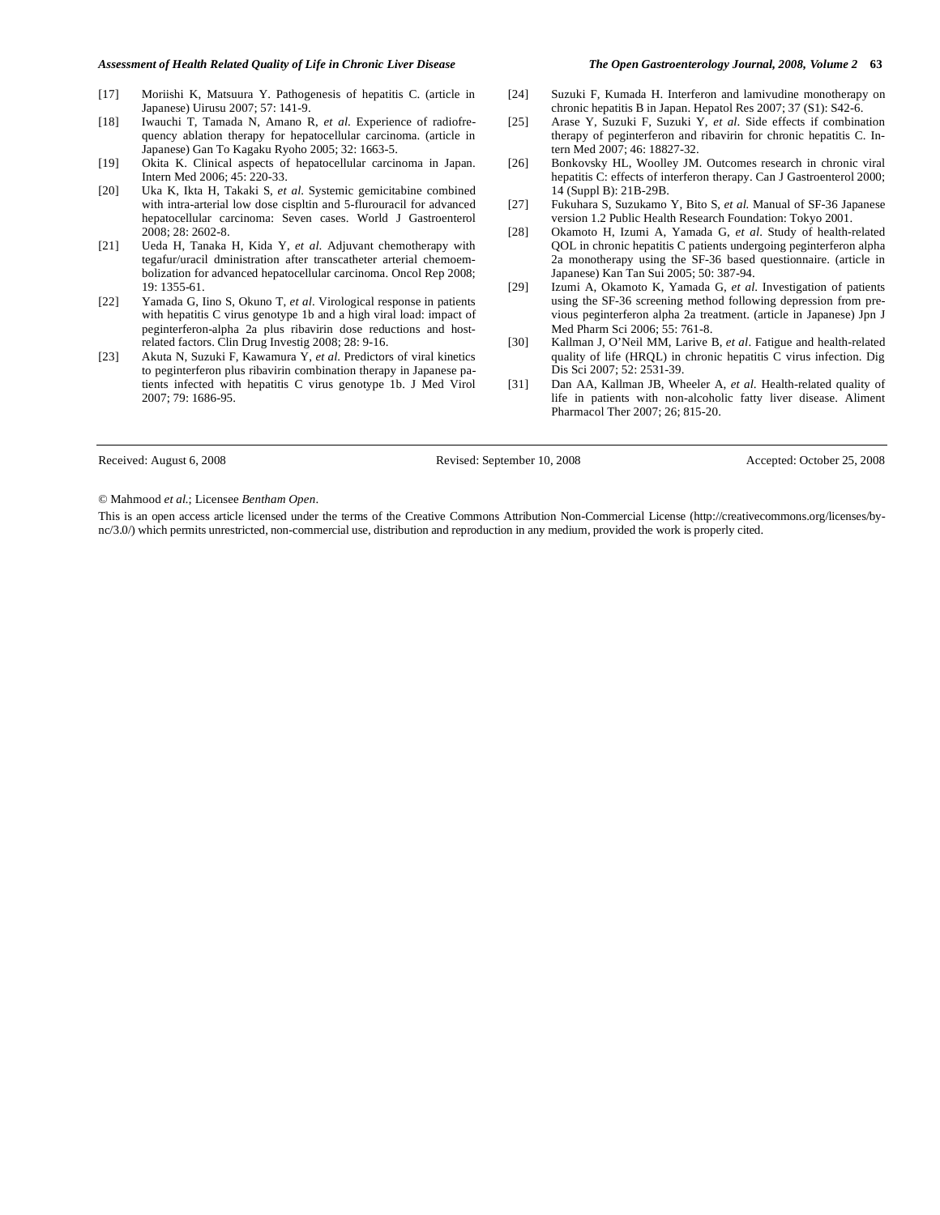[17] Moriishi K, Matsuura Y. Pathogenesis of hepatitis C. (article in Japanese) Uirusu 2007; 57: 141-9.

[18] Iwauchi T, Tamada N, Amano R, *et al*. Experience of radiofrequency ablation therapy for hepatocellular carcinoma. (article in Japanese) Gan To Kagaku Ryoho 2005; 32: 1663-5.

[19] Okita K. Clinical aspects of hepatocellular carcinoma in Japan. Intern Med 2006; 45: 220-33.

[20] Uka K, Ikta H, Takaki S, *et al*. Systemic gemicitabine combined with intra-arterial low dose cispltin and 5-flurouracil for advanced hepatocellular carcinoma: Seven cases. World J Gastroenterol 2008; 28: 2602-8.

[21] Ueda H, Tanaka H, Kida Y, *et al*. Adjuvant chemotherapy with tegafur/uracil dministration after transcatheter arterial chemoembolization for advanced hepatocellular carcinoma. Oncol Rep 2008; 19: 1355-61.

[22] Yamada G, Iino S, Okuno T, *et al*. Virological response in patients with hepatitis C virus genotype 1b and a high viral load: impact of peginterferon-alpha 2a plus ribavirin dose reductions and host-related factors. Clin Drug Investig 2008; 28: 9-16.

[23] Akuta N, Suzuki F, Kawamura Y, *et al*. Predictors of viral kinetics to peginterferon plus ribavirin combination therapy in Japanese patients infected with hepatitis C virus genotype 1b. J Med Virol 2007; 79: 1686-95.

[24] Suzuki F, Kumada H. Interferon and lamivudine monotherapy on chronic hepatitis B in Japan. Hepatol Res 2007; 37 (S1): S42-6.

[25] Arase Y, Suzuki F, Suzuki Y, *et al*. Side effects if combination therapy of peginterferon and ribavirin for chronic hepatitis C. Intern Med 2007; 46: 18827-32.

[26] Bonkovsky HL, Woolley JM. Outcomes research in chronic viral hepatitis C: effects of interferon therapy. Can J Gastroenterol 2000; 14 (Suppl B): 21B-29B.

[27] Fukuhara S, Suzukamo Y, Bito S, *et al*. Manual of SF-36 Japanese version 1.2 Public Health Research Foundation: Tokyo 2001.

[28] Okamoto H, Izumi A, Yamada G, *et al*. Study of health-related QOL in chronic hepatitis C patients undergoing peginterferon alpha 2a monotherapy using the SF-36 based questionnaire. (article in Japanese) Kan Tan Sui 2005; 50: 387-94.

[29] Izumi A, Okamoto K, Yamada G, *et al*. Investigation of patients using the SF-36 screening method following depression from previous peginterferon alpha 2a treatment. (article in Japanese) Jpn J Med Pharm Sci 2006; 55: 761-8.

[30] Kallman J, O'Neil MM, Larive B, *et al*. Fatigue and health-related quality of life (HRQL) in chronic hepatitis C virus infection. Dig Dis Sci 2007; 52: 2531-39.

[31] Dan AA, Kallman JB, Wheeler A, *et al*. Health-related quality of life in patients with non-alcoholic fatty liver disease. Aliment Pharmacol Ther 2007; 26; 815-20.

Received: August 6, 2008 Revised: September 10, 2008 Accepted: October 25, 2008

© Mahmood *et al*.; Licensee *Bentham Open*.

This is an open access article licensed under the terms of the Creative Commons Attribution Non-Commercial License (http://creativecommons.org/licenses/by-nc/3.0/) which permits unrestricted, non-commercial use, distribution and reproduction in any medium, provided the work is properly cited.